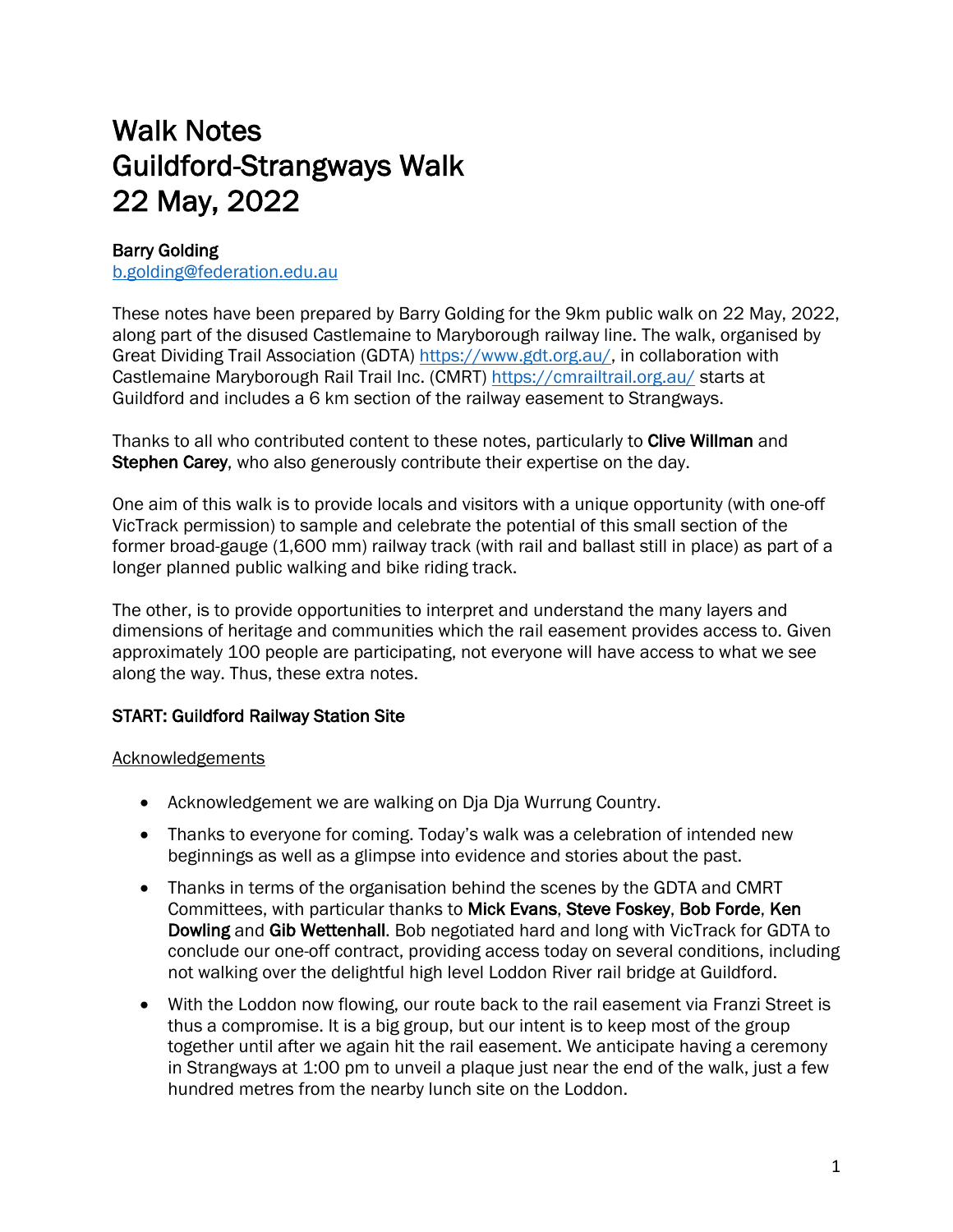# Walk Notes
# Guildford-Strangways Walk
# 22 May, 2022

**Barry Golding**
b.golding@federation.edu.au

These notes have been prepared by Barry Golding for the 9km public walk on 22 May, 2022, along part of the disused Castlemaine to Maryborough railway line. The walk, organised by Great Dividing Trail Association (GDTA) https://www.gdt.org.au/, in collaboration with Castlemaine Maryborough Rail Trail Inc. (CMRT) https://cmrailtrail.org.au/ starts at Guildford and includes a 6 km section of the railway easement to Strangways.

Thanks to all who contributed content to these notes, particularly to **Clive Willman** and **Stephen Carey**, who also generously contribute their expertise on the day.

One aim of this walk is to provide locals and visitors with a unique opportunity (with one-off VicTrack permission) to sample and celebrate the potential of this small section of the former broad-gauge (1,600 mm) railway track (with rail and ballast still in place) as part of a longer planned public walking and bike riding track.

The other, is to provide opportunities to interpret and understand the many layers and dimensions of heritage and communities which the rail easement provides access to. Given approximately 100 people are participating, not everyone will have access to what we see along the way. Thus, these extra notes.

**START: Guildford Railway Station Site**

<u>Acknowledgements</u>

- Acknowledgement we are walking on Dja Dja Wurrung Country.
- Thanks to everyone for coming. Today's walk was a celebration of intended new beginnings as well as a glimpse into evidence and stories about the past.
- Thanks in terms of the organisation behind the scenes by the GDTA and CMRT Committees, with particular thanks to **Mick Evans**, **Steve Foskey**, **Bob Forde**, **Ken Dowling** and **Gib Wettenhall**. Bob negotiated hard and long with VicTrack for GDTA to conclude our one-off contract, providing access today on several conditions, including not walking over the delightful high level Loddon River rail bridge at Guildford.
- With the Loddon now flowing, our route back to the rail easement via Franzi Street is thus a compromise. It is a big group, but our intent is to keep most of the group together until after we again hit the rail easement. We anticipate having a ceremony in Strangways at 1:00 pm to unveil a plaque just near the end of the walk, just a few hundred metres from the nearby lunch site on the Loddon.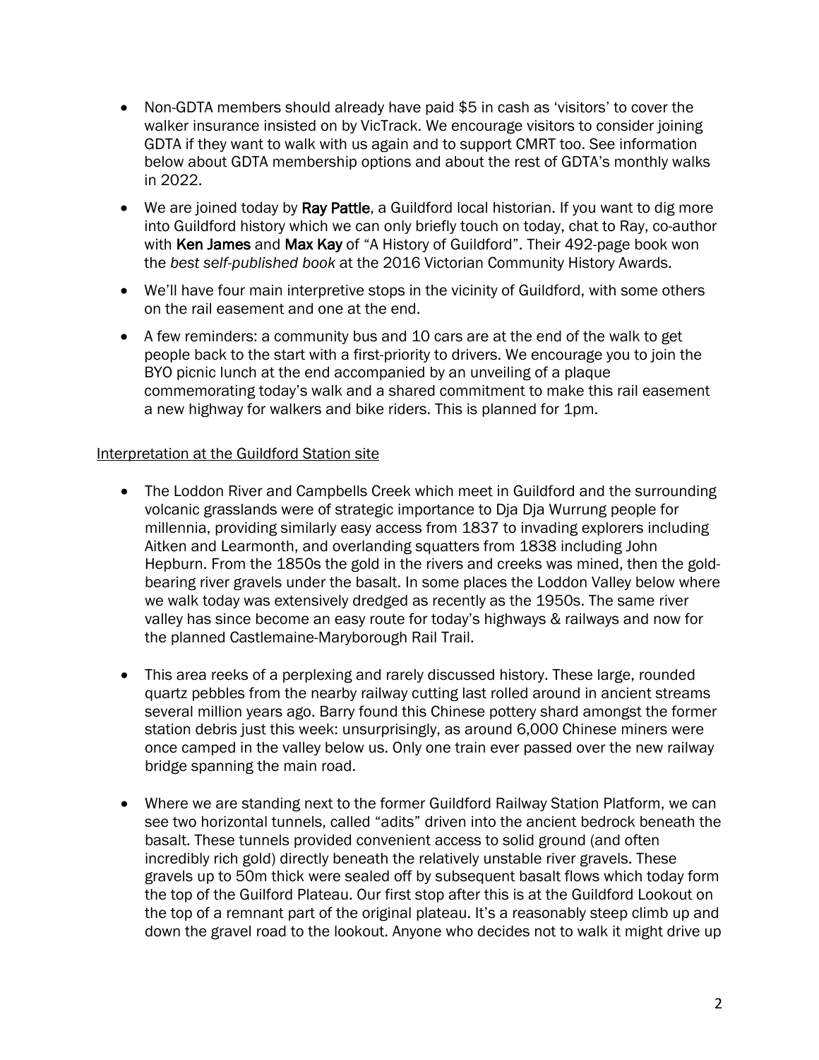- Non-GDTA members should already have paid $5 in cash as 'visitors' to cover the walker insurance insisted on by VicTrack. We encourage visitors to consider joining GDTA if they want to walk with us again and to support CMRT too. See information below about GDTA membership options and about the rest of GDTA's monthly walks in 2022.
- We are joined today by **Ray Pattle**, a Guildford local historian. If you want to dig more into Guildford history which we can only briefly touch on today, chat to Ray, co-author with **Ken James** and **Max Kay** of "A History of Guildford". Their 492-page book won the *best self-published book* at the 2016 Victorian Community History Awards.
- We'll have four main interpretive stops in the vicinity of Guildford, with some others on the rail easement and one at the end.
- A few reminders: a community bus and 10 cars are at the end of the walk to get people back to the start with a first-priority to drivers. We encourage you to join the BYO picnic lunch at the end accompanied by an unveiling of a plaque commemorating today's walk and a shared commitment to make this rail easement a new highway for walkers and bike riders. This is planned for 1pm.

<u>Interpretation at the Guildford Station site</u>

- The Loddon River and Campbells Creek which meet in Guildford and the surrounding volcanic grasslands were of strategic importance to Dja Dja Wurrung people for millennia, providing similarly easy access from 1837 to invading explorers including Aitken and Learmonth, and overlanding squatters from 1838 including John Hepburn. From the 1850s the gold in the rivers and creeks was mined, then the gold-bearing river gravels under the basalt. In some places the Loddon Valley below where we walk today was extensively dredged as recently as the 1950s. The same river valley has since become an easy route for today's highways & railways and now for the planned Castlemaine-Maryborough Rail Trail.
- This area reeks of a perplexing and rarely discussed history. These large, rounded quartz pebbles from the nearby railway cutting last rolled around in ancient streams several million years ago. Barry found this Chinese pottery shard amongst the former station debris just this week: unsurprisingly, as around 6,000 Chinese miners were once camped in the valley below us. Only one train ever passed over the new railway bridge spanning the main road.
- Where we are standing next to the former Guildford Railway Station Platform, we can see two horizontal tunnels, called "adits" driven into the ancient bedrock beneath the basalt. These tunnels provided convenient access to solid ground (and often incredibly rich gold) directly beneath the relatively unstable river gravels. These gravels up to 50m thick were sealed off by subsequent basalt flows which today form the top of the Guilford Plateau. Our first stop after this is at the Guildford Lookout on the top of a remnant part of the original plateau. It's a reasonably steep climb up and down the gravel road to the lookout. Anyone who decides not to walk it might drive up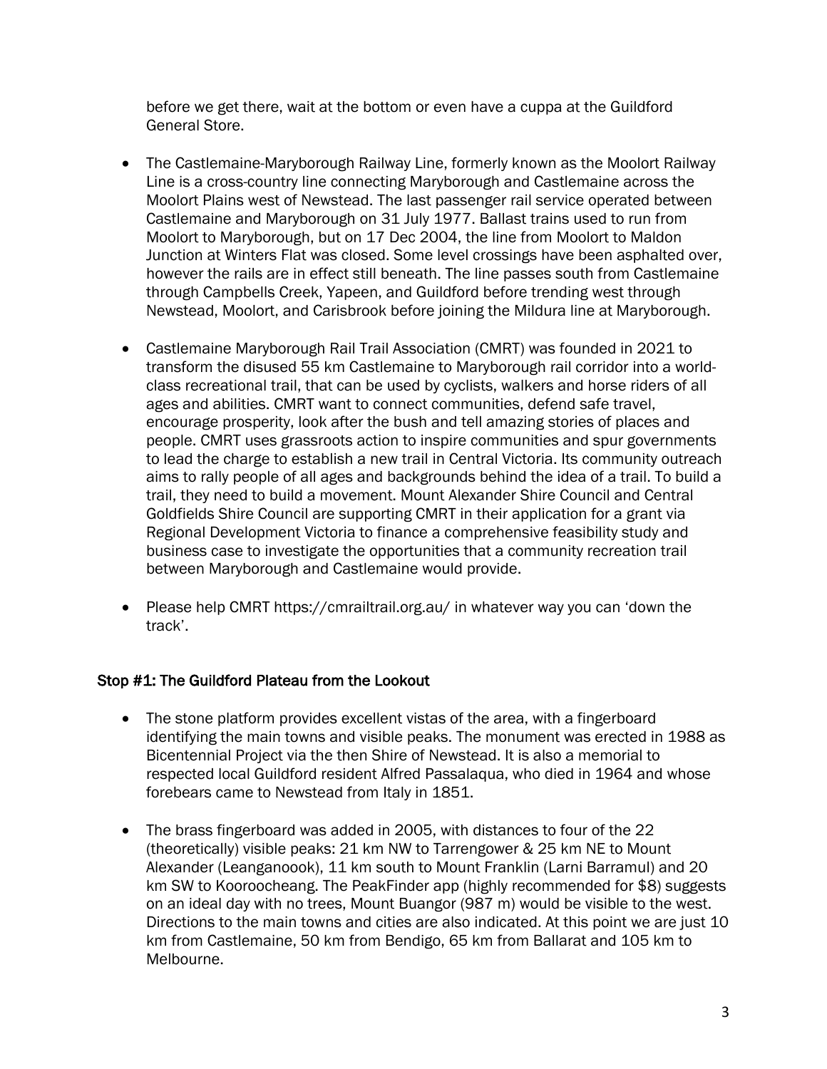before we get there, wait at the bottom or even have a cuppa at the Guildford General Store.

- The Castlemaine-Maryborough Railway Line, formerly known as the Moolort Railway Line is a cross-country line connecting Maryborough and Castlemaine across the Moolort Plains west of Newstead. The last passenger rail service operated between Castlemaine and Maryborough on 31 July 1977. Ballast trains used to run from Moolort to Maryborough, but on 17 Dec 2004, the line from Moolort to Maldon Junction at Winters Flat was closed. Some level crossings have been asphalted over, however the rails are in effect still beneath. The line passes south from Castlemaine through Campbells Creek, Yapeen, and Guildford before trending west through Newstead, Moolort, and Carisbrook before joining the Mildura line at Maryborough.

- Castlemaine Maryborough Rail Trail Association (CMRT) was founded in 2021 to transform the disused 55 km Castlemaine to Maryborough rail corridor into a world-class recreational trail, that can be used by cyclists, walkers and horse riders of all ages and abilities. CMRT want to connect communities, defend safe travel, encourage prosperity, look after the bush and tell amazing stories of places and people. CMRT uses grassroots action to inspire communities and spur governments to lead the charge to establish a new trail in Central Victoria. Its community outreach aims to rally people of all ages and backgrounds behind the idea of a trail. To build a trail, they need to build a movement. Mount Alexander Shire Council and Central Goldfields Shire Council are supporting CMRT in their application for a grant via Regional Development Victoria to finance a comprehensive feasibility study and business case to investigate the opportunities that a community recreation trail between Maryborough and Castlemaine would provide.

- Please help CMRT https://cmrailtrail.org.au/ in whatever way you can 'down the track'.

## Stop #1: The Guildford Plateau from the Lookout

- The stone platform provides excellent vistas of the area, with a fingerboard identifying the main towns and visible peaks. The monument was erected in 1988 as Bicentennial Project via the then Shire of Newstead. It is also a memorial to respected local Guildford resident Alfred Passalaqua, who died in 1964 and whose forebears came to Newstead from Italy in 1851.

- The brass fingerboard was added in 2005, with distances to four of the 22 (theoretically) visible peaks: 21 km NW to Tarrengower & 25 km NE to Mount Alexander (Leanganoook), 11 km south to Mount Franklin (Larni Barramul) and 20 km SW to Kooroocheang. The PeakFinder app (highly recommended for $8) suggests on an ideal day with no trees, Mount Buangor (987 m) would be visible to the west. Directions to the main towns and cities are also indicated. At this point we are just 10 km from Castlemaine, 50 km from Bendigo, 65 km from Ballarat and 105 km to Melbourne.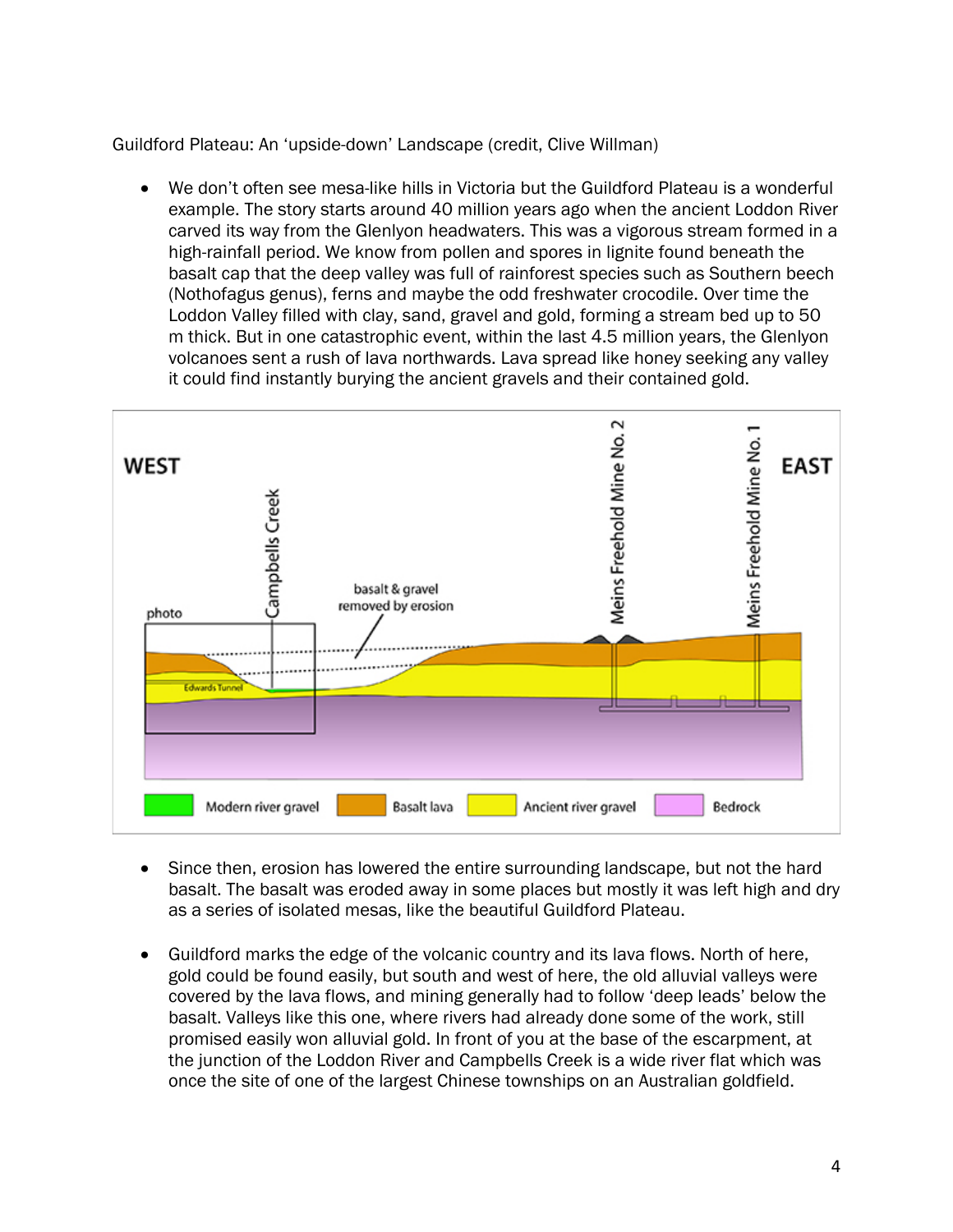Guildford Plateau: An 'upside-down' Landscape (credit, Clive Willman)

- We don't often see mesa-like hills in Victoria but the Guildford Plateau is a wonderful example. The story starts around 40 million years ago when the ancient Loddon River carved its way from the Glenlyon headwaters. This was a vigorous stream formed in a high-rainfall period. We know from pollen and spores in lignite found beneath the basalt cap that the deep valley was full of rainforest species such as Southern beech (Nothofagus genus), ferns and maybe the odd freshwater crocodile. Over time the Loddon Valley filled with clay, sand, gravel and gold, forming a stream bed up to 50 m thick. But in one catastrophic event, within the last 4.5 million years, the Glenlyon volcanoes sent a rush of lava northwards. Lava spread like honey seeking any valley it could find instantly burying the ancient gravels and their contained gold.

WEST | EAST

photo | Campbells Creek | basalt & gravel removed by erosion | Edwards Tunnel | Meins Freehold Mine No. 2 | Meins Freehold Mine No. 1

Modern river gravel | Basalt lava | Ancient river gravel | Bedrock

- Since then, erosion has lowered the entire surrounding landscape, but not the hard basalt. The basalt was eroded away in some places but mostly it was left high and dry as a series of isolated mesas, like the beautiful Guildford Plateau.

- Guildford marks the edge of the volcanic country and its lava flows. North of here, gold could be found easily, but south and west of here, the old alluvial valleys were covered by the lava flows, and mining generally had to follow 'deep leads' below the basalt. Valleys like this one, where rivers had already done some of the work, still promised easily won alluvial gold. In front of you at the base of the escarpment, at the junction of the Loddon River and Campbells Creek is a wide river flat which was once the site of one of the largest Chinese townships on an Australian goldfield.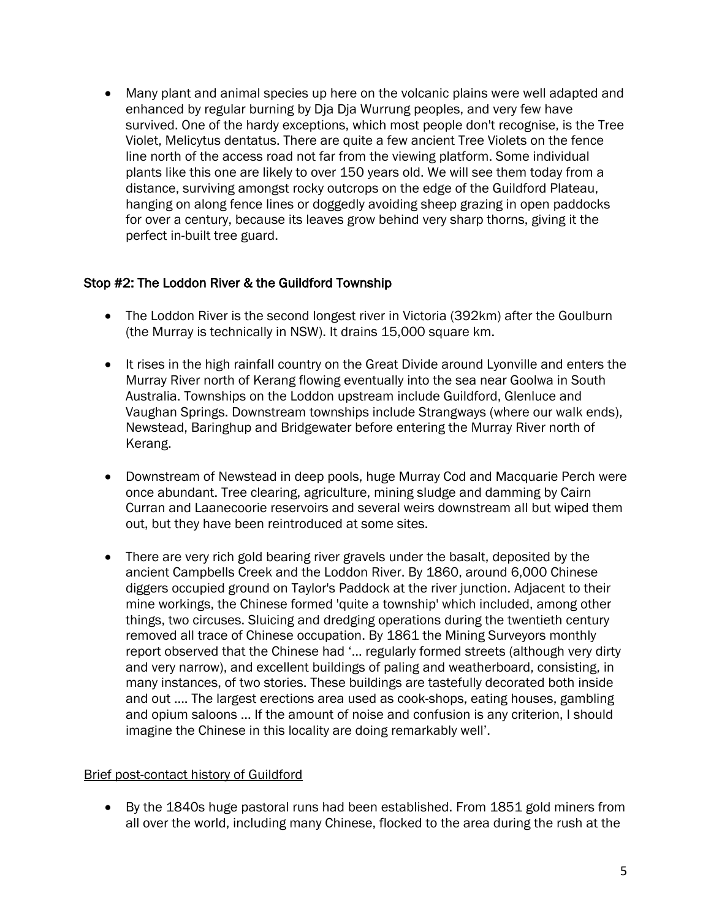- Many plant and animal species up here on the volcanic plains were well adapted and enhanced by regular burning by Dja Dja Wurrung peoples, and very few have survived. One of the hardy exceptions, which most people don't recognise, is the Tree Violet, Melicytus dentatus. There are quite a few ancient Tree Violets on the fence line north of the access road not far from the viewing platform. Some individual plants like this one are likely to over 150 years old. We will see them today from a distance, surviving amongst rocky outcrops on the edge of the Guildford Plateau, hanging on along fence lines or doggedly avoiding sheep grazing in open paddocks for over a century, because its leaves grow behind very sharp thorns, giving it the perfect in-built tree guard.

### Stop #2: The Loddon River & the Guildford Township

- The Loddon River is the second longest river in Victoria (392km) after the Goulburn (the Murray is technically in NSW). It drains 15,000 square km.

- It rises in the high rainfall country on the Great Divide around Lyonville and enters the Murray River north of Kerang flowing eventually into the sea near Goolwa in South Australia. Townships on the Loddon upstream include Guildford, Glenluce and Vaughan Springs. Downstream townships include Strangways (where our walk ends), Newstead, Baringhup and Bridgewater before entering the Murray River north of Kerang.

- Downstream of Newstead in deep pools, huge Murray Cod and Macquarie Perch were once abundant. Tree clearing, agriculture, mining sludge and damming by Cairn Curran and Laanecoorie reservoirs and several weirs downstream all but wiped them out, but they have been reintroduced at some sites.

- There are very rich gold bearing river gravels under the basalt, deposited by the ancient Campbells Creek and the Loddon River. By 1860, around 6,000 Chinese diggers occupied ground on Taylor's Paddock at the river junction. Adjacent to their mine workings, the Chinese formed 'quite a township' which included, among other things, two circuses. Sluicing and dredging operations during the twentieth century removed all trace of Chinese occupation. By 1861 the Mining Surveyors monthly report observed that the Chinese had '… regularly formed streets (although very dirty and very narrow), and excellent buildings of paling and weatherboard, consisting, in many instances, of two stories. These buildings are tastefully decorated both inside and out …. The largest erections area used as cook-shops, eating houses, gambling and opium saloons … If the amount of noise and confusion is any criterion, I should imagine the Chinese in this locality are doing remarkably well'.

<u>Brief post-contact history of Guildford</u>

- By the 1840s huge pastoral runs had been established. From 1851 gold miners from all over the world, including many Chinese, flocked to the area during the rush at the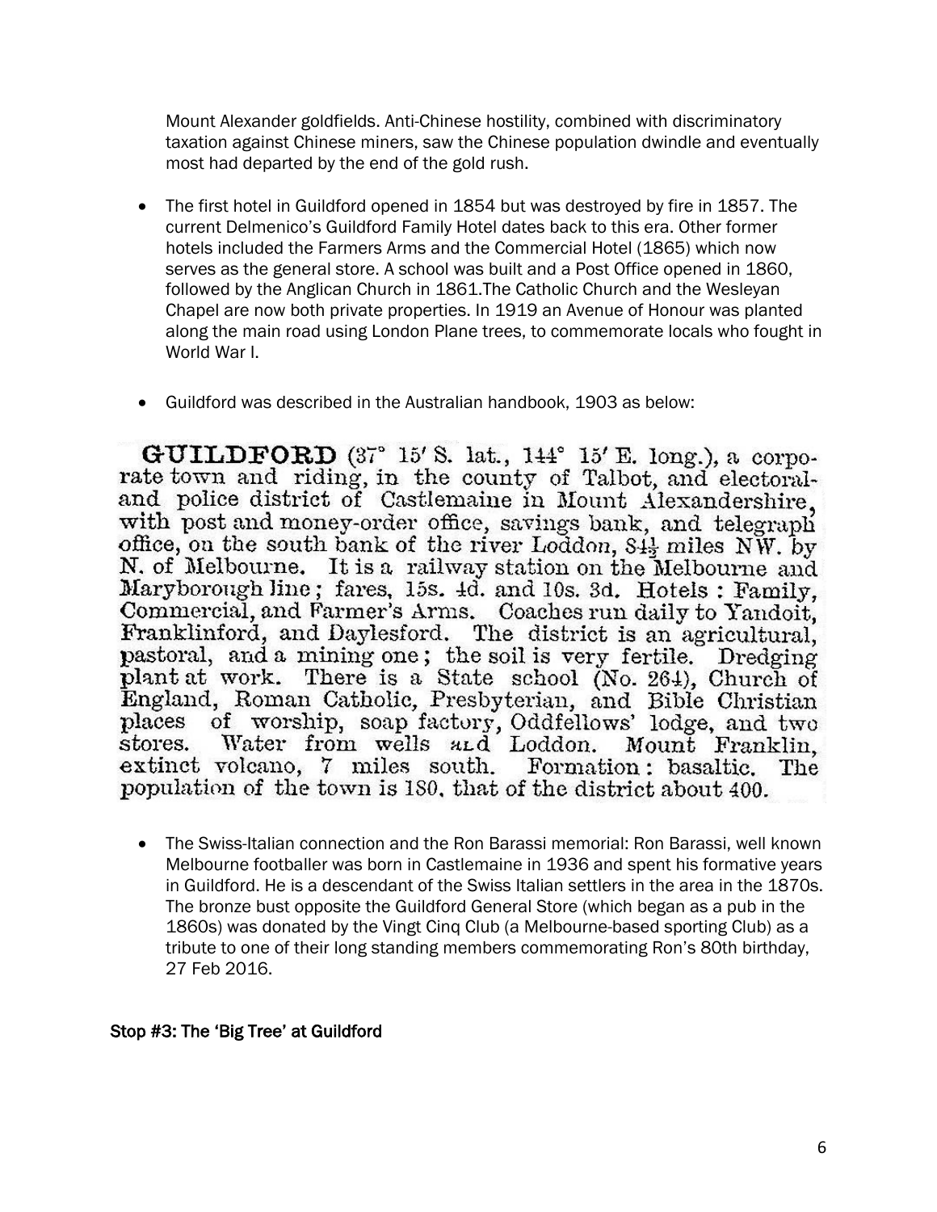Mount Alexander goldfields. Anti-Chinese hostility, combined with discriminatory taxation against Chinese miners, saw the Chinese population dwindle and eventually most had departed by the end of the gold rush.

- The first hotel in Guildford opened in 1854 but was destroyed by fire in 1857. The current Delmenico's Guildford Family Hotel dates back to this era. Other former hotels included the Farmers Arms and the Commercial Hotel (1865) which now serves as the general store. A school was built and a Post Office opened in 1860, followed by the Anglican Church in 1861.The Catholic Church and the Wesleyan Chapel are now both private properties. In 1919 an Avenue of Honour was planted along the main road using London Plane trees, to commemorate locals who fought in World War I.

- Guildford was described in the Australian handbook, 1903 as below:

**GUILDFORD** (37° 15′ S. lat., 144° 15′ E. long.), a corporate town and riding, in the county of Talbot, and electoral- and police district of Castlemaine in Mount Alexandershire, with post and money-order office, savings bank, and telegraph office, on the south bank of the river *Loddon*, 84½ miles NW. by N. of Melbourne. It is a railway station on the Melbourne and Maryborough line; fares, 15s. 4d. and 10s. 3d. Hotels: Family, Commercial, and Farmer's Arms. Coaches run daily to Yandoit, Franklinford, and Daylesford. The district is an agricultural, pastoral, and a mining one; the soil is very fertile. Dredging plant at work. There is a State school (No. 264), Church of England, Roman Catholic, Presbyterian, and Bible Christian places of worship, soap factory, Oddfellows' lodge, and two stores. Water from wells and Loddon. Mount Franklin, extinct volcano, 7 miles south. Formation: basaltic. The population of the town is 180, that of the district about 400.

- The Swiss-Italian connection and the Ron Barassi memorial: Ron Barassi, well known Melbourne footballer was born in Castlemaine in 1936 and spent his formative years in Guildford. He is a descendant of the Swiss Italian settlers in the area in the 1870s. The bronze bust opposite the Guildford General Store (which began as a pub in the 1860s) was donated by the Vingt Cinq Club (a Melbourne-based sporting Club) as a tribute to one of their long standing members commemorating Ron's 80th birthday, 27 Feb 2016.

### Stop #3: The 'Big Tree' at Guildford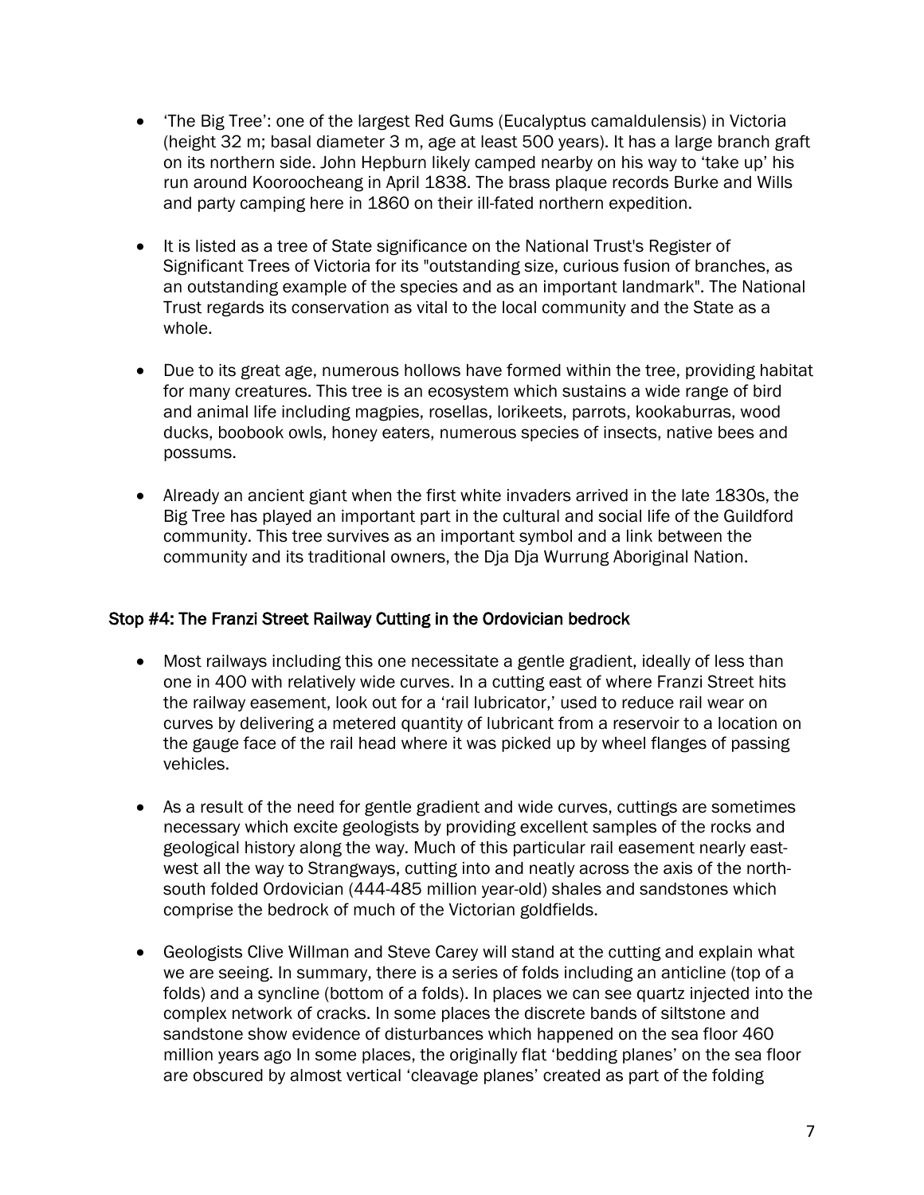- 'The Big Tree': one of the largest Red Gums (Eucalyptus camaldulensis) in Victoria (height 32 m; basal diameter 3 m, age at least 500 years). It has a large branch graft on its northern side. John Hepburn likely camped nearby on his way to 'take up' his run around Kooroocheang in April 1838. The brass plaque records Burke and Wills and party camping here in 1860 on their ill-fated northern expedition.

- It is listed as a tree of State significance on the National Trust's Register of Significant Trees of Victoria for its "outstanding size, curious fusion of branches, as an outstanding example of the species and as an important landmark". The National Trust regards its conservation as vital to the local community and the State as a whole.

- Due to its great age, numerous hollows have formed within the tree, providing habitat for many creatures. This tree is an ecosystem which sustains a wide range of bird and animal life including magpies, rosellas, lorikeets, parrots, kookaburras, wood ducks, boobook owls, honey eaters, numerous species of insects, native bees and possums.

- Already an ancient giant when the first white invaders arrived in the late 1830s, the Big Tree has played an important part in the cultural and social life of the Guildford community. This tree survives as an important symbol and a link between the community and its traditional owners, the Dja Dja Wurrung Aboriginal Nation.

## Stop #4: The Franzi Street Railway Cutting in the Ordovician bedrock

- Most railways including this one necessitate a gentle gradient, ideally of less than one in 400 with relatively wide curves. In a cutting east of where Franzi Street hits the railway easement, look out for a 'rail lubricator,' used to reduce rail wear on curves by delivering a metered quantity of lubricant from a reservoir to a location on the gauge face of the rail head where it was picked up by wheel flanges of passing vehicles.

- As a result of the need for gentle gradient and wide curves, cuttings are sometimes necessary which excite geologists by providing excellent samples of the rocks and geological history along the way. Much of this particular rail easement nearly east-west all the way to Strangways, cutting into and neatly across the axis of the north-south folded Ordovician (444-485 million year-old) shales and sandstones which comprise the bedrock of much of the Victorian goldfields.

- Geologists Clive Willman and Steve Carey will stand at the cutting and explain what we are seeing. In summary, there is a series of folds including an anticline (top of a folds) and a syncline (bottom of a folds). In places we can see quartz injected into the complex network of cracks. In some places the discrete bands of siltstone and sandstone show evidence of disturbances which happened on the sea floor 460 million years ago In some places, the originally flat 'bedding planes' on the sea floor are obscured by almost vertical 'cleavage planes' created as part of the folding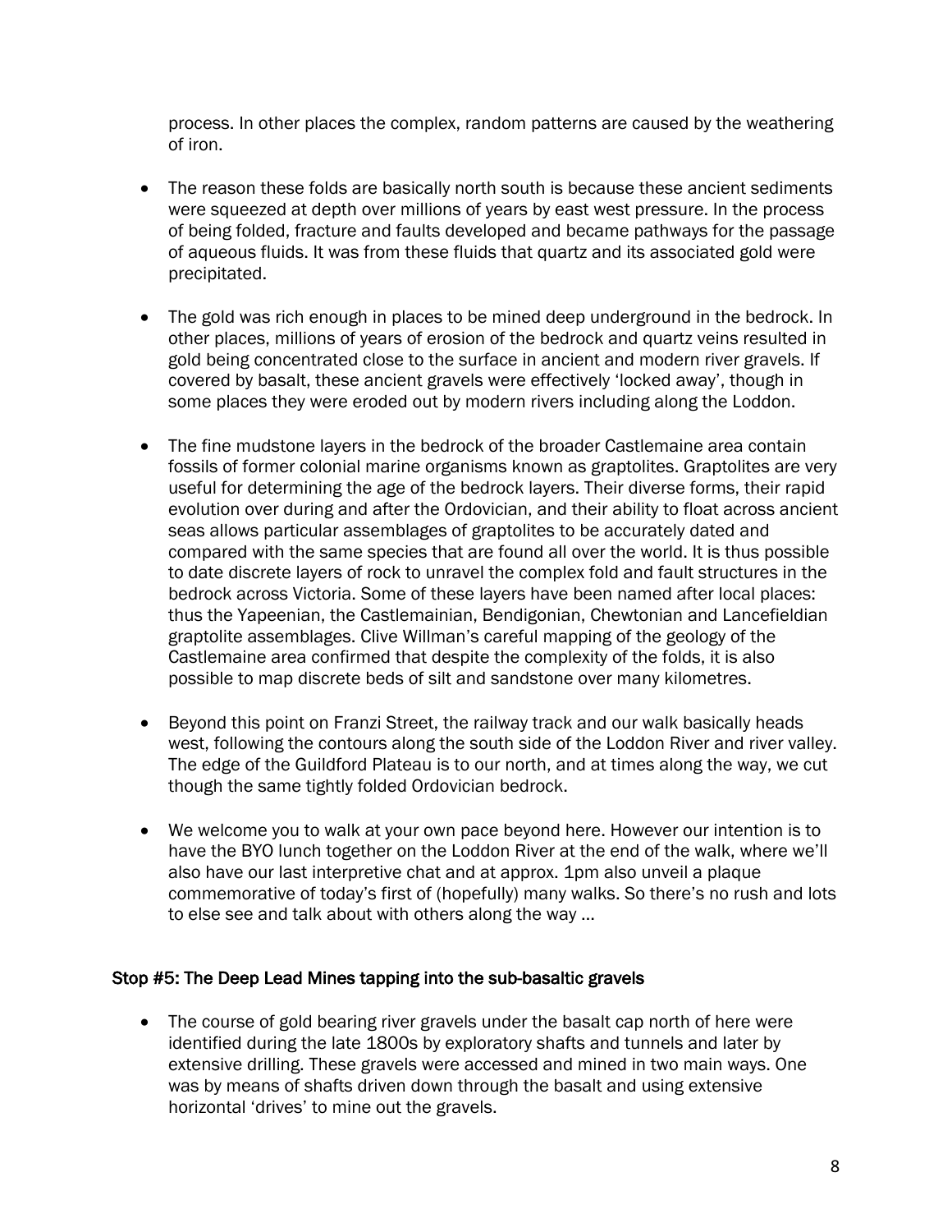process. In other places the complex, random patterns are caused by the weathering of iron.

- The reason these folds are basically north south is because these ancient sediments were squeezed at depth over millions of years by east west pressure. In the process of being folded, fracture and faults developed and became pathways for the passage of aqueous fluids. It was from these fluids that quartz and its associated gold were precipitated.

- The gold was rich enough in places to be mined deep underground in the bedrock. In other places, millions of years of erosion of the bedrock and quartz veins resulted in gold being concentrated close to the surface in ancient and modern river gravels. If covered by basalt, these ancient gravels were effectively 'locked away', though in some places they were eroded out by modern rivers including along the Loddon.

- The fine mudstone layers in the bedrock of the broader Castlemaine area contain fossils of former colonial marine organisms known as graptolites. Graptolites are very useful for determining the age of the bedrock layers. Their diverse forms, their rapid evolution over during and after the Ordovician, and their ability to float across ancient seas allows particular assemblages of graptolites to be accurately dated and compared with the same species that are found all over the world. It is thus possible to date discrete layers of rock to unravel the complex fold and fault structures in the bedrock across Victoria. Some of these layers have been named after local places: thus the Yapeenian, the Castlemainian, Bendigonian, Chewtonian and Lancefieldian graptolite assemblages. Clive Willman's careful mapping of the geology of the Castlemaine area confirmed that despite the complexity of the folds, it is also possible to map discrete beds of silt and sandstone over many kilometres.

- Beyond this point on Franzi Street, the railway track and our walk basically heads west, following the contours along the south side of the Loddon River and river valley. The edge of the Guildford Plateau is to our north, and at times along the way, we cut though the same tightly folded Ordovician bedrock.

- We welcome you to walk at your own pace beyond here. However our intention is to have the BYO lunch together on the Loddon River at the end of the walk, where we'll also have our last interpretive chat and at approx. 1pm also unveil a plaque commemorative of today's first of (hopefully) many walks. So there's no rush and lots to else see and talk about with others along the way ...

### Stop #5: The Deep Lead Mines tapping into the sub-basaltic gravels

- The course of gold bearing river gravels under the basalt cap north of here were identified during the late 1800s by exploratory shafts and tunnels and later by extensive drilling. These gravels were accessed and mined in two main ways. One was by means of shafts driven down through the basalt and using extensive horizontal 'drives' to mine out the gravels.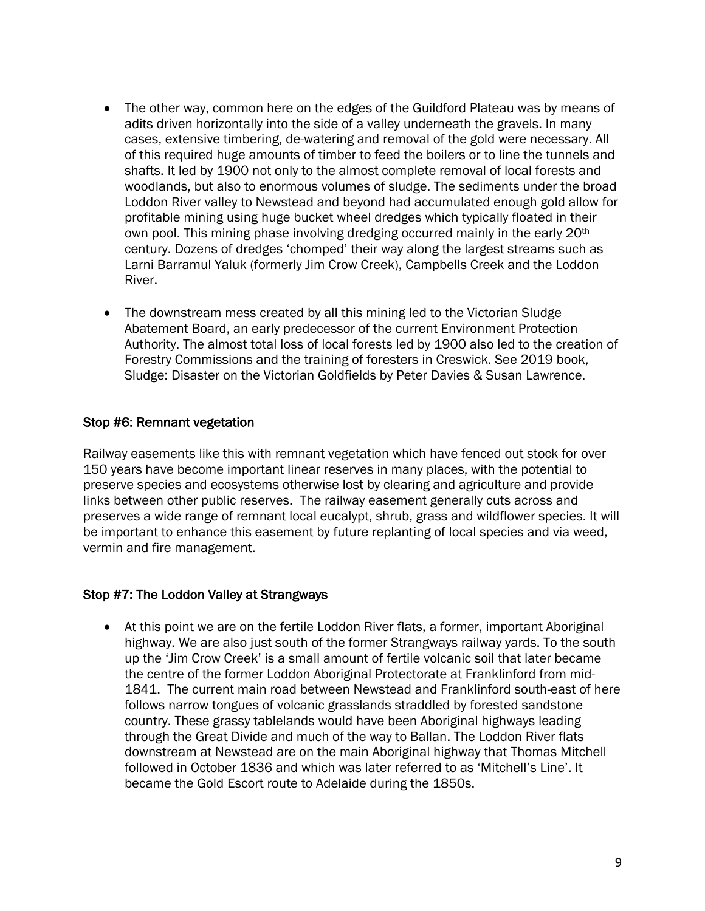- The other way, common here on the edges of the Guildford Plateau was by means of adits driven horizontally into the side of a valley underneath the gravels. In many cases, extensive timbering, de-watering and removal of the gold were necessary. All of this required huge amounts of timber to feed the boilers or to line the tunnels and shafts. It led by 1900 not only to the almost complete removal of local forests and woodlands, but also to enormous volumes of sludge. The sediments under the broad Loddon River valley to Newstead and beyond had accumulated enough gold allow for profitable mining using huge bucket wheel dredges which typically floated in their own pool. This mining phase involving dredging occurred mainly in the early 20th century. Dozens of dredges 'chomped' their way along the largest streams such as Larni Barramul Yaluk (formerly Jim Crow Creek), Campbells Creek and the Loddon River.

- The downstream mess created by all this mining led to the Victorian Sludge Abatement Board, an early predecessor of the current Environment Protection Authority. The almost total loss of local forests led by 1900 also led to the creation of Forestry Commissions and the training of foresters in Creswick. See 2019 book, Sludge: Disaster on the Victorian Goldfields by Peter Davies & Susan Lawrence.

## Stop #6: Remnant vegetation

Railway easements like this with remnant vegetation which have fenced out stock for over 150 years have become important linear reserves in many places, with the potential to preserve species and ecosystems otherwise lost by clearing and agriculture and provide links between other public reserves. The railway easement generally cuts across and preserves a wide range of remnant local eucalypt, shrub, grass and wildflower species. It will be important to enhance this easement by future replanting of local species and via weed, vermin and fire management.

## Stop #7: The Loddon Valley at Strangways

- At this point we are on the fertile Loddon River flats, a former, important Aboriginal highway. We are also just south of the former Strangways railway yards. To the south up the 'Jim Crow Creek' is a small amount of fertile volcanic soil that later became the centre of the former Loddon Aboriginal Protectorate at Franklinford from mid-1841. The current main road between Newstead and Franklinford south-east of here follows narrow tongues of volcanic grasslands straddled by forested sandstone country. These grassy tablelands would have been Aboriginal highways leading through the Great Divide and much of the way to Ballan. The Loddon River flats downstream at Newstead are on the main Aboriginal highway that Thomas Mitchell followed in October 1836 and which was later referred to as 'Mitchell's Line'. It became the Gold Escort route to Adelaide during the 1850s.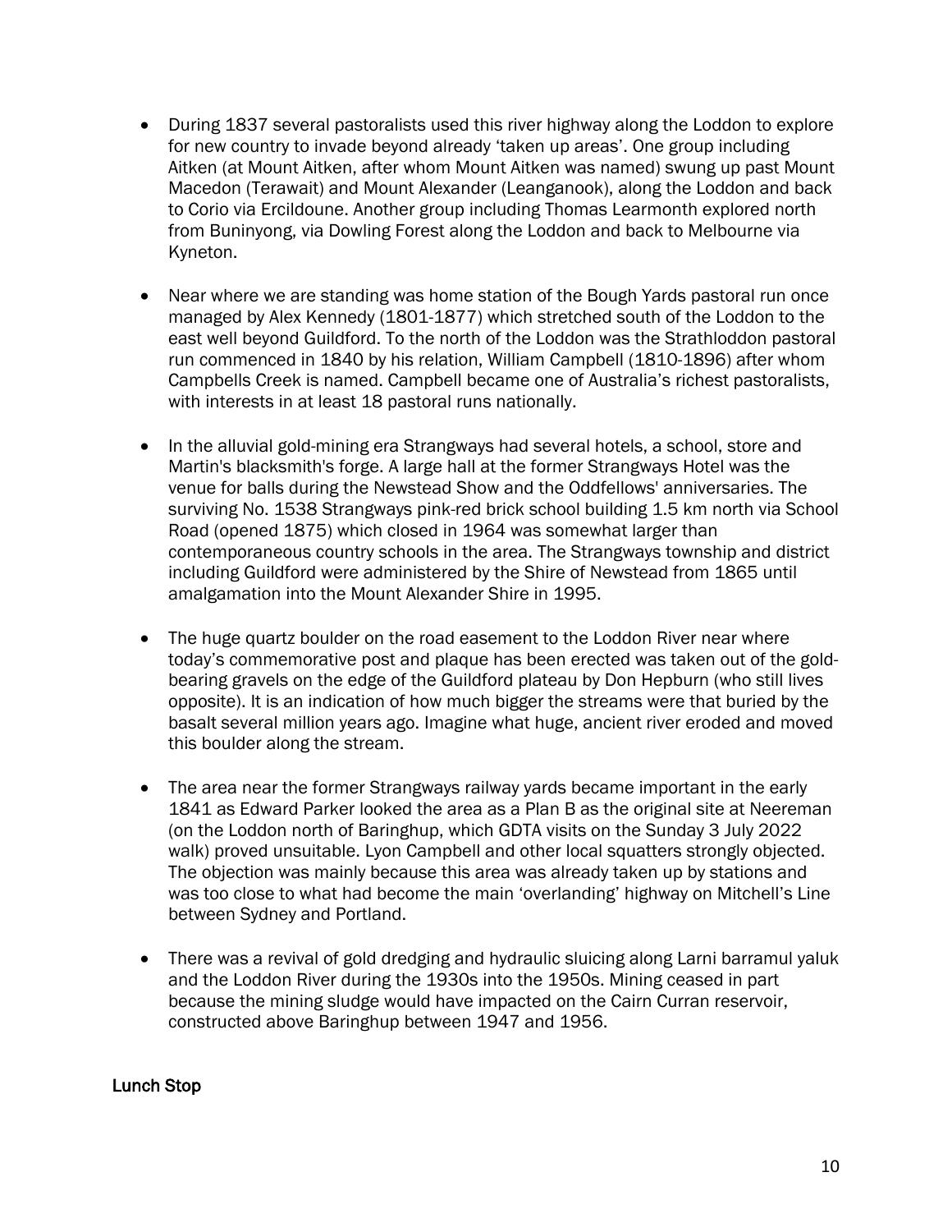- During 1837 several pastoralists used this river highway along the Loddon to explore for new country to invade beyond already 'taken up areas'. One group including Aitken (at Mount Aitken, after whom Mount Aitken was named) swung up past Mount Macedon (Terawait) and Mount Alexander (Leanganook), along the Loddon and back to Corio via Ercildoune. Another group including Thomas Learmonth explored north from Buninyong, via Dowling Forest along the Loddon and back to Melbourne via Kyneton.

- Near where we are standing was home station of the Bough Yards pastoral run once managed by Alex Kennedy (1801-1877) which stretched south of the Loddon to the east well beyond Guildford. To the north of the Loddon was the Strathloddon pastoral run commenced in 1840 by his relation, William Campbell (1810-1896) after whom Campbells Creek is named. Campbell became one of Australia's richest pastoralists, with interests in at least 18 pastoral runs nationally.

- In the alluvial gold-mining era Strangways had several hotels, a school, store and Martin's blacksmith's forge. A large hall at the former Strangways Hotel was the venue for balls during the Newstead Show and the Oddfellows' anniversaries. The surviving No. 1538 Strangways pink-red brick school building 1.5 km north via School Road (opened 1875) which closed in 1964 was somewhat larger than contemporaneous country schools in the area. The Strangways township and district including Guildford were administered by the Shire of Newstead from 1865 until amalgamation into the Mount Alexander Shire in 1995.

- The huge quartz boulder on the road easement to the Loddon River near where today's commemorative post and plaque has been erected was taken out of the gold-bearing gravels on the edge of the Guildford plateau by Don Hepburn (who still lives opposite). It is an indication of how much bigger the streams were that buried by the basalt several million years ago. Imagine what huge, ancient river eroded and moved this boulder along the stream.

- The area near the former Strangways railway yards became important in the early 1841 as Edward Parker looked the area as a Plan B as the original site at Neereman (on the Loddon north of Baringhup, which GDTA visits on the Sunday 3 July 2022 walk) proved unsuitable. Lyon Campbell and other local squatters strongly objected. The objection was mainly because this area was already taken up by stations and was too close to what had become the main 'overlanding' highway on Mitchell's Line between Sydney and Portland.

- There was a revival of gold dredging and hydraulic sluicing along Larni barramul yaluk and the Loddon River during the 1930s into the 1950s. Mining ceased in part because the mining sludge would have impacted on the Cairn Curran reservoir, constructed above Baringhup between 1947 and 1956.

### Lunch Stop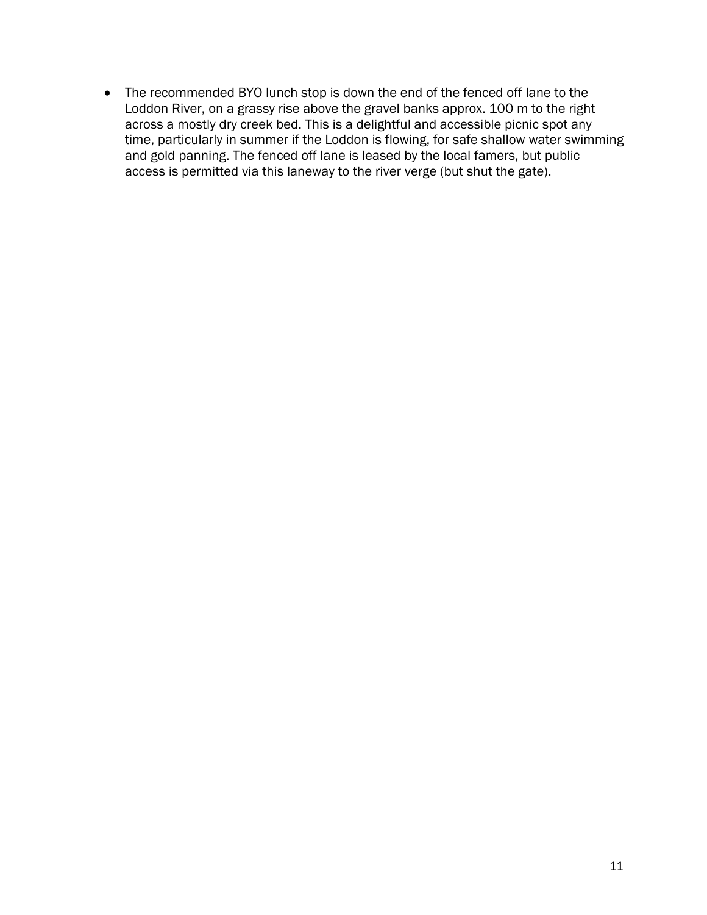- The recommended BYO lunch stop is down the end of the fenced off lane to the Loddon River, on a grassy rise above the gravel banks approx. 100 m to the right across a mostly dry creek bed. This is a delightful and accessible picnic spot any time, particularly in summer if the Loddon is flowing, for safe shallow water swimming and gold panning. The fenced off lane is leased by the local famers, but public access is permitted via this laneway to the river verge (but shut the gate).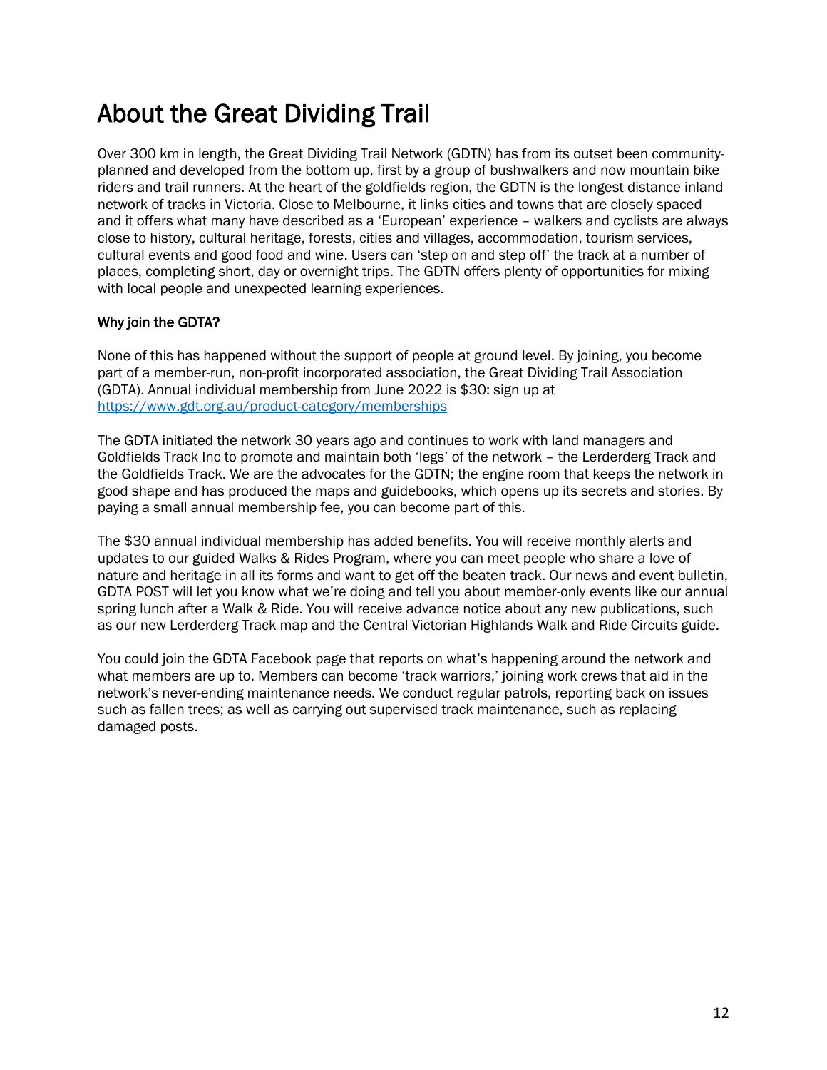# About the Great Dividing Trail

Over 300 km in length, the Great Dividing Trail Network (GDTN) has from its outset been community-planned and developed from the bottom up, first by a group of bushwalkers and now mountain bike riders and trail runners. At the heart of the goldfields region, the GDTN is the longest distance inland network of tracks in Victoria. Close to Melbourne, it links cities and towns that are closely spaced and it offers what many have described as a 'European' experience – walkers and cyclists are always close to history, cultural heritage, forests, cities and villages, accommodation, tourism services, cultural events and good food and wine. Users can 'step on and step off' the track at a number of places, completing short, day or overnight trips. The GDTN offers plenty of opportunities for mixing with local people and unexpected learning experiences.

## Why join the GDTA?

None of this has happened without the support of people at ground level. By joining, you become part of a member-run, non-profit incorporated association, the Great Dividing Trail Association (GDTA). Annual individual membership from June 2022 is $30: sign up at https://www.gdt.org.au/product-category/memberships

The GDTA initiated the network 30 years ago and continues to work with land managers and Goldfields Track Inc to promote and maintain both 'legs' of the network – the Lerderderg Track and the Goldfields Track. We are the advocates for the GDTN; the engine room that keeps the network in good shape and has produced the maps and guidebooks, which opens up its secrets and stories. By paying a small annual membership fee, you can become part of this.

The $30 annual individual membership has added benefits. You will receive monthly alerts and updates to our guided Walks & Rides Program, where you can meet people who share a love of nature and heritage in all its forms and want to get off the beaten track. Our news and event bulletin, GDTA POST will let you know what we're doing and tell you about member-only events like our annual spring lunch after a Walk & Ride. You will receive advance notice about any new publications, such as our new Lerderderg Track map and the Central Victorian Highlands Walk and Ride Circuits guide.

You could join the GDTA Facebook page that reports on what's happening around the network and what members are up to. Members can become 'track warriors,' joining work crews that aid in the network's never-ending maintenance needs. We conduct regular patrols, reporting back on issues such as fallen trees; as well as carrying out supervised track maintenance, such as replacing damaged posts.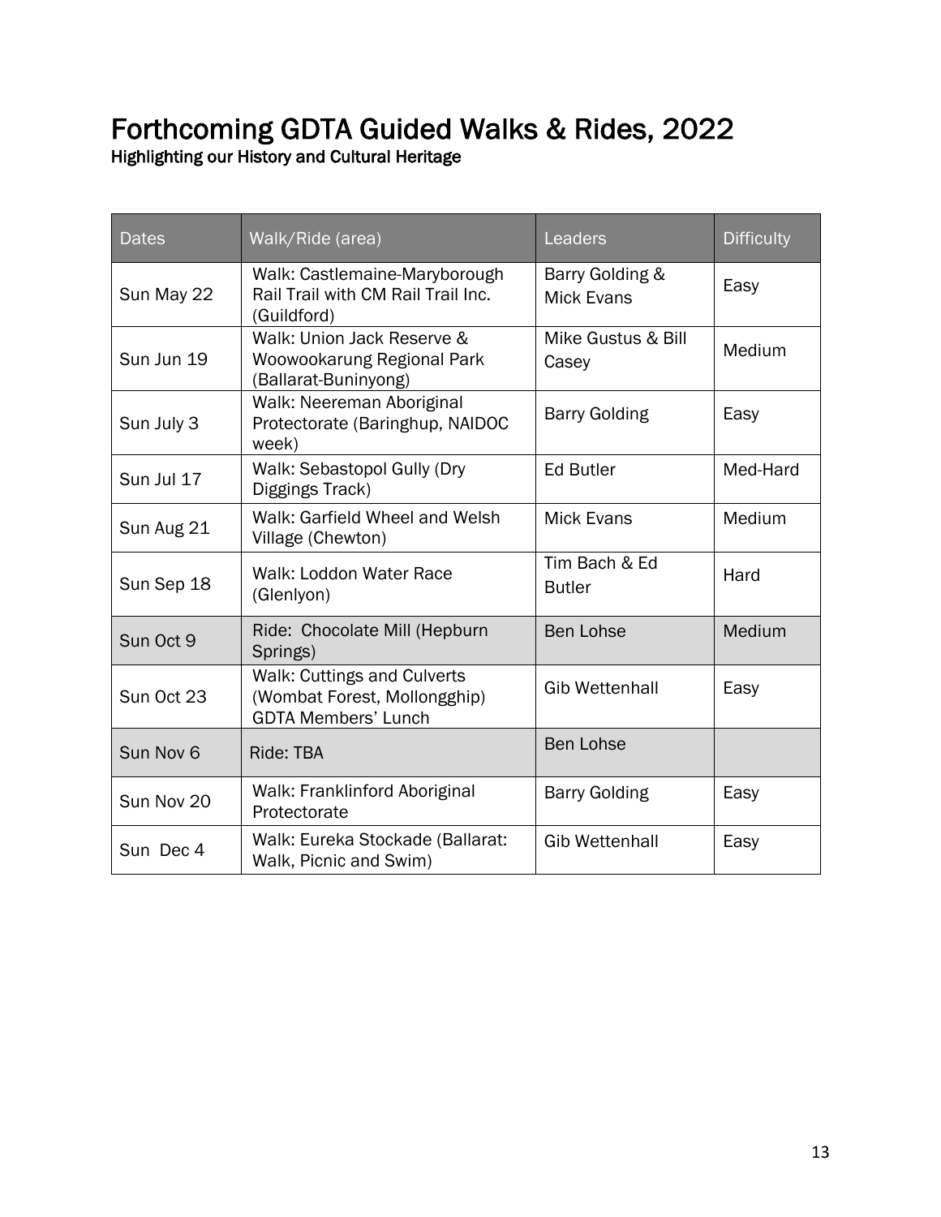# Forthcoming GDTA Guided Walks & Rides, 2022

**Highlighting our History and Cultural Heritage**

| Dates | Walk/Ride (area) | Leaders | Difficulty |
|---|---|---|---|
| Sun May 22 | Walk: Castlemaine-Maryborough Rail Trail with CM Rail Trail Inc. (Guildford) | Barry Golding & Mick Evans | Easy |
| Sun Jun 19 | Walk: Union Jack Reserve & Woowookarung Regional Park (Ballarat-Buninyong) | Mike Gustus & Bill Casey | Medium |
| Sun July 3 | Walk: Neereman Aboriginal Protectorate (Baringhup, NAIDOC week) | Barry Golding | Easy |
| Sun Jul 17 | Walk: Sebastopol Gully (Dry Diggings Track) | Ed Butler | Med-Hard |
| Sun Aug 21 | Walk: Garfield Wheel and Welsh Village (Chewton) | Mick Evans | Medium |
| Sun Sep 18 | Walk: Loddon Water Race (Glenlyon) | Tim Bach & Ed Butler | Hard |
| Sun Oct 9 | Ride: Chocolate Mill (Hepburn Springs) | Ben Lohse | Medium |
| Sun Oct 23 | Walk: Cuttings and Culverts (Wombat Forest, Mollongghip) GDTA Members' Lunch | Gib Wettenhall | Easy |
| Sun Nov 6 | Ride: TBA | Ben Lohse | |
| Sun Nov 20 | Walk: Franklinford Aboriginal Protectorate | Barry Golding | Easy |
| Sun Dec 4 | Walk: Eureka Stockade (Ballarat: Walk, Picnic and Swim) | Gib Wettenhall | Easy |